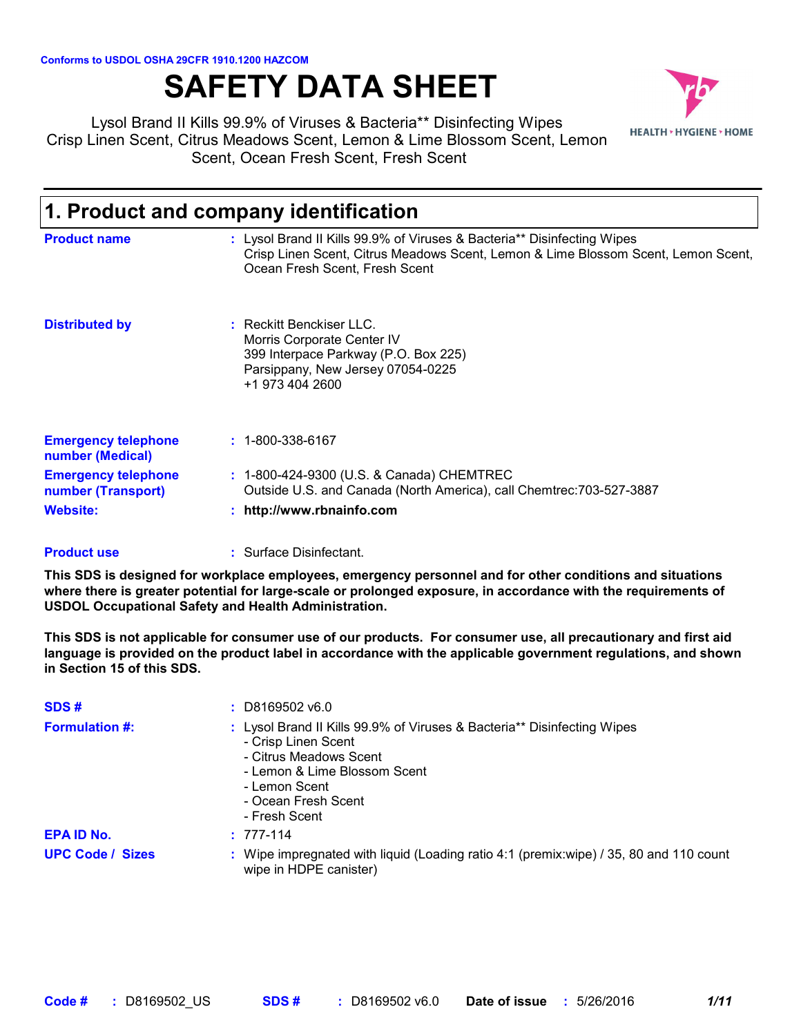Conforms to USDOL OSHA 29CFR 1910.1200 HAZCOM

# SAFETY DATA SHEET

Lysol Brand II Kills 99.9% of Viruses & Bacteria** Disinfecting Wipes
Crisp Linen Scent, Citrus Meadows Scent, Lemon & Lime Blossom Scent, Lemon Scent, Ocean Fresh Scent, Fresh Scent

HEALTH • HYGIENE • HOME

## 1. Product and company identification

**Product name** : Lysol Brand II Kills 99.9% of Viruses & Bacteria** Disinfecting Wipes
Crisp Linen Scent, Citrus Meadows Scent, Lemon & Lime Blossom Scent, Lemon Scent, Ocean Fresh Scent, Fresh Scent

**Distributed by** : Reckitt Benckiser LLC.
Morris Corporate Center IV
399 Interpace Parkway (P.O. Box 225)
Parsippany, New Jersey 07054-0225
+1 973 404 2600

**Emergency telephone number (Medical)** : 1-800-338-6167

**Emergency telephone number (Transport)** : 1-800-424-9300 (U.S. & Canada) CHEMTREC
Outside U.S. and Canada (North America), call Chemtrec:703-527-3887

**Website:** : **http://www.rbnainfo.com**

**Product use** : Surface Disinfectant.

**This SDS is designed for workplace employees, emergency personnel and for other conditions and situations where there is greater potential for large-scale or prolonged exposure, in accordance with the requirements of USDOL Occupational Safety and Health Administration.**

**This SDS is not applicable for consumer use of our products. For consumer use, all precautionary and first aid language is provided on the product label in accordance with the applicable government regulations, and shown in Section 15 of this SDS.**

**SDS #** : D8169502 v6.0

**Formulation #:** : Lysol Brand II Kills 99.9% of Viruses & Bacteria** Disinfecting Wipes
- Crisp Linen Scent
- Citrus Meadows Scent
- Lemon & Lime Blossom Scent
- Lemon Scent
- Ocean Fresh Scent
- Fresh Scent

**EPA ID No.** : 777-114

**UPC Code / Sizes** : Wipe impregnated with liquid (Loading ratio 4:1 (premix:wipe) / 35, 80 and 110 count wipe in HDPE canister)

**Code #** : D8169502_US **SDS #** : D8169502 v6.0 **Date of issue** : 5/26/2016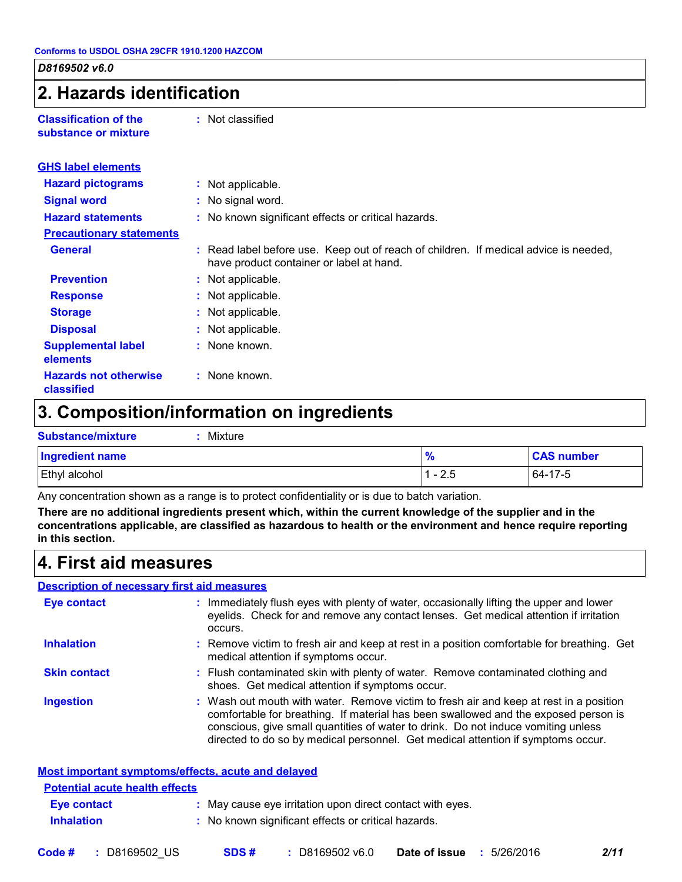Conforms to USDOL OSHA 29CFR 1910.1200 HAZCOM

*D8169502 v6.0*

## 2. Hazards identification

**Classification of the substance or mixture** : Not classified

**GHS label elements**

**Hazard pictograms** : Not applicable.

**Signal word** : No signal word.

**Hazard statements** : No known significant effects or critical hazards.

**Precautionary statements**

**General** : Read label before use. Keep out of reach of children. If medical advice is needed, have product container or label at hand.

**Prevention** : Not applicable.

**Response** : Not applicable.

**Storage** : Not applicable.

**Disposal** : Not applicable.

**Supplemental label elements** : None known.

**Hazards not otherwise classified** : None known.

## 3. Composition/information on ingredients

**Substance/mixture** : Mixture

| Ingredient name | % | CAS number |
|---|---|---|
| Ethyl alcohol | 1 - 2.5 | 64-17-5 |

Any concentration shown as a range is to protect confidentiality or is due to batch variation.

**There are no additional ingredients present which, within the current knowledge of the supplier and in the concentrations applicable, are classified as hazardous to health or the environment and hence require reporting in this section.**

## 4. First aid measures

**Description of necessary first aid measures**

**Eye contact** : Immediately flush eyes with plenty of water, occasionally lifting the upper and lower eyelids. Check for and remove any contact lenses. Get medical attention if irritation occurs.

**Inhalation** : Remove victim to fresh air and keep at rest in a position comfortable for breathing. Get medical attention if symptoms occur.

**Skin contact** : Flush contaminated skin with plenty of water. Remove contaminated clothing and shoes. Get medical attention if symptoms occur.

**Ingestion** : Wash out mouth with water. Remove victim to fresh air and keep at rest in a position comfortable for breathing. If material has been swallowed and the exposed person is conscious, give small quantities of water to drink. Do not induce vomiting unless directed to do so by medical personnel. Get medical attention if symptoms occur.

**Most important symptoms/effects, acute and delayed**

**Potential acute health effects**

**Eye contact** : May cause eye irritation upon direct contact with eyes.

**Inhalation** : No known significant effects or critical hazards.

**Code #** : D8169502_US **SDS #** : D8169502 v6.0 **Date of issue** : 5/26/2016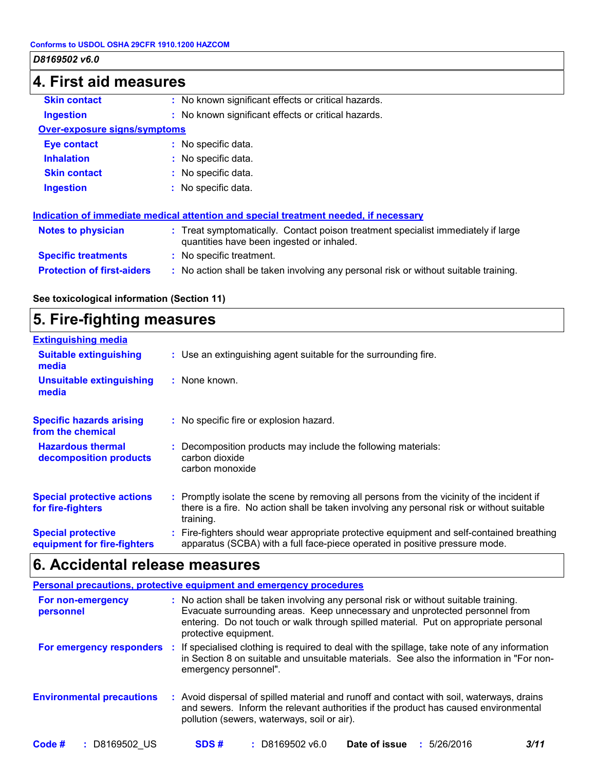## 4. First aid measures

| | |
|---|---|
| **Skin contact** | : No known significant effects or critical hazards. |
| **Ingestion** | : No known significant effects or critical hazards. |

**Over-exposure signs/symptoms**

| | |
|---|---|
| **Eye contact** | : No specific data. |
| **Inhalation** | : No specific data. |
| **Skin contact** | : No specific data. |
| **Ingestion** | : No specific data. |

**Indication of immediate medical attention and special treatment needed, if necessary**

| | |
|---|---|
| **Notes to physician** | : Treat symptomatically. Contact poison treatment specialist immediately if large quantities have been ingested or inhaled. |
| **Specific treatments** | : No specific treatment. |
| **Protection of first-aiders** | : No action shall be taken involving any personal risk or without suitable training. |

**See toxicological information (Section 11)**

## 5. Fire-fighting measures

**Extinguishing media**

| | |
|---|---|
| **Suitable extinguishing media** | : Use an extinguishing agent suitable for the surrounding fire. |
| **Unsuitable extinguishing media** | : None known. |

| | |
|---|---|
| **Specific hazards arising from the chemical** | : No specific fire or explosion hazard. |
| **Hazardous thermal decomposition products** | : Decomposition products may include the following materials: carbon dioxide carbon monoxide |

| | |
|---|---|
| **Special protective actions for fire-fighters** | : Promptly isolate the scene by removing all persons from the vicinity of the incident if there is a fire. No action shall be taken involving any personal risk or without suitable training. |
| **Special protective equipment for fire-fighters** | : Fire-fighters should wear appropriate protective equipment and self-contained breathing apparatus (SCBA) with a full face-piece operated in positive pressure mode. |

## 6. Accidental release measures

**Personal precautions, protective equipment and emergency procedures**

| | |
|---|---|
| **For non-emergency personnel** | : No action shall be taken involving any personal risk or without suitable training. Evacuate surrounding areas. Keep unnecessary and unprotected personnel from entering. Do not touch or walk through spilled material. Put on appropriate personal protective equipment. |
| **For emergency responders** | : If specialised clothing is required to deal with the spillage, take note of any information in Section 8 on suitable and unsuitable materials. See also the information in "For non-emergency personnel". |

| | |
|---|---|
| **Environmental precautions** | : Avoid dispersal of spilled material and runoff and contact with soil, waterways, drains and sewers. Inform the relevant authorities if the product has caused environmental pollution (sewers, waterways, soil or air). |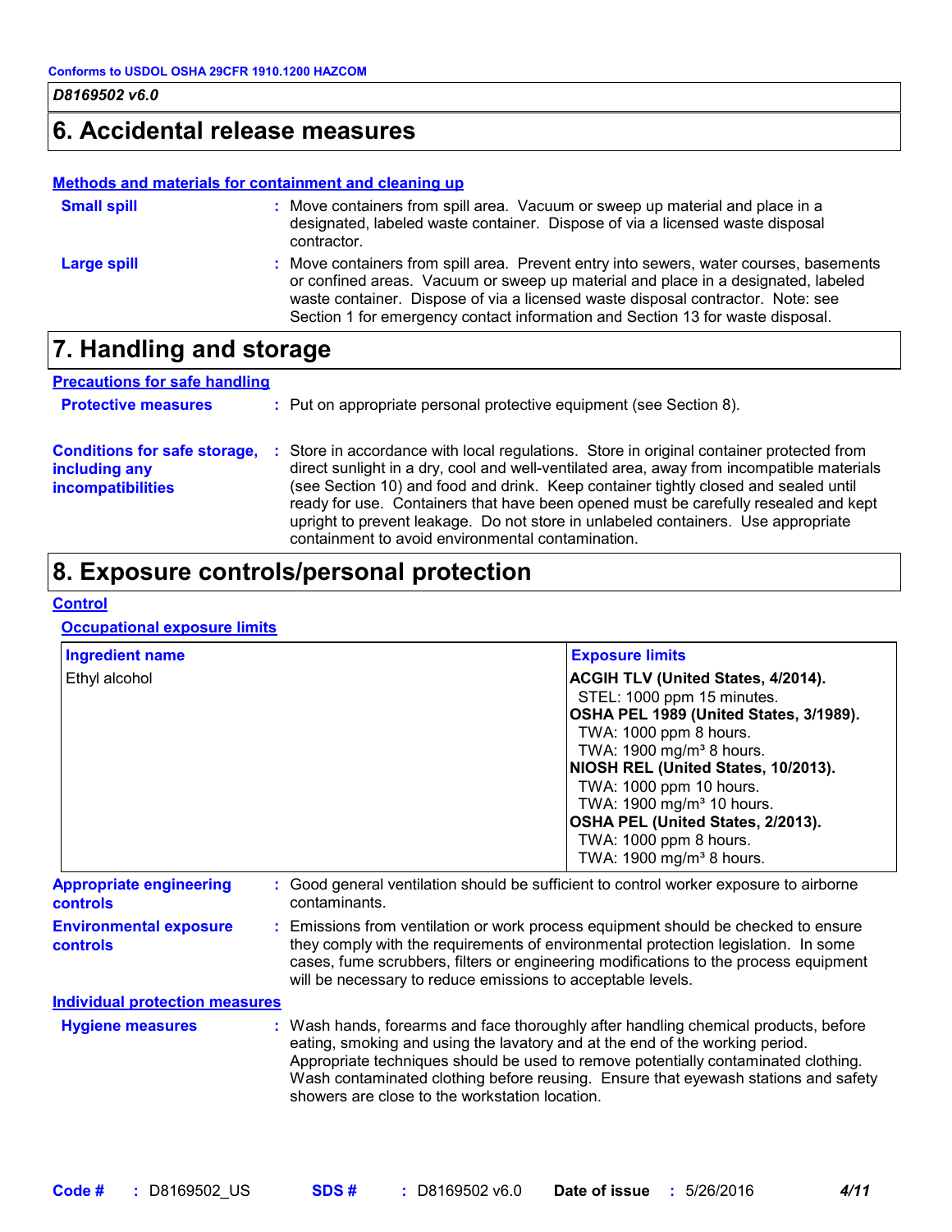## 6. Accidental release measures

### Methods and materials for containment and cleaning up

**Small spill** : Move containers from spill area. Vacuum or sweep up material and place in a designated, labeled waste container. Dispose of via a licensed waste disposal contractor.

**Large spill** : Move containers from spill area. Prevent entry into sewers, water courses, basements or confined areas. Vacuum or sweep up material and place in a designated, labeled waste container. Dispose of via a licensed waste disposal contractor. Note: see Section 1 for emergency contact information and Section 13 for waste disposal.

## 7. Handling and storage

### Precautions for safe handling

**Protective measures** : Put on appropriate personal protective equipment (see Section 8).

**Conditions for safe storage, including any incompatibilities** : Store in accordance with local regulations. Store in original container protected from direct sunlight in a dry, cool and well-ventilated area, away from incompatible materials (see Section 10) and food and drink. Keep container tightly closed and sealed until ready for use. Containers that have been opened must be carefully resealed and kept upright to prevent leakage. Do not store in unlabeled containers. Use appropriate containment to avoid environmental contamination.

## 8. Exposure controls/personal protection

### Control

#### Occupational exposure limits

| Ingredient name | Exposure limits |
| --- | --- |
| Ethyl alcohol | **ACGIH TLV (United States, 4/2014).**<br>STEL: 1000 ppm 15 minutes.<br>**OSHA PEL 1989 (United States, 3/1989).**<br>TWA: 1000 ppm 8 hours.<br>TWA: 1900 mg/m³ 8 hours.<br>**NIOSH REL (United States, 10/2013).**<br>TWA: 1000 ppm 10 hours.<br>TWA: 1900 mg/m³ 10 hours.<br>**OSHA PEL (United States, 2/2013).**<br>TWA: 1000 ppm 8 hours.<br>TWA: 1900 mg/m³ 8 hours. |

**Appropriate engineering controls** : Good general ventilation should be sufficient to control worker exposure to airborne contaminants.

**Environmental exposure controls** : Emissions from ventilation or work process equipment should be checked to ensure they comply with the requirements of environmental protection legislation. In some cases, fume scrubbers, filters or engineering modifications to the process equipment will be necessary to reduce emissions to acceptable levels.

### Individual protection measures

**Hygiene measures** : Wash hands, forearms and face thoroughly after handling chemical products, before eating, smoking and using the lavatory and at the end of the working period. Appropriate techniques should be used to remove potentially contaminated clothing. Wash contaminated clothing before reusing. Ensure that eyewash stations and safety showers are close to the workstation location.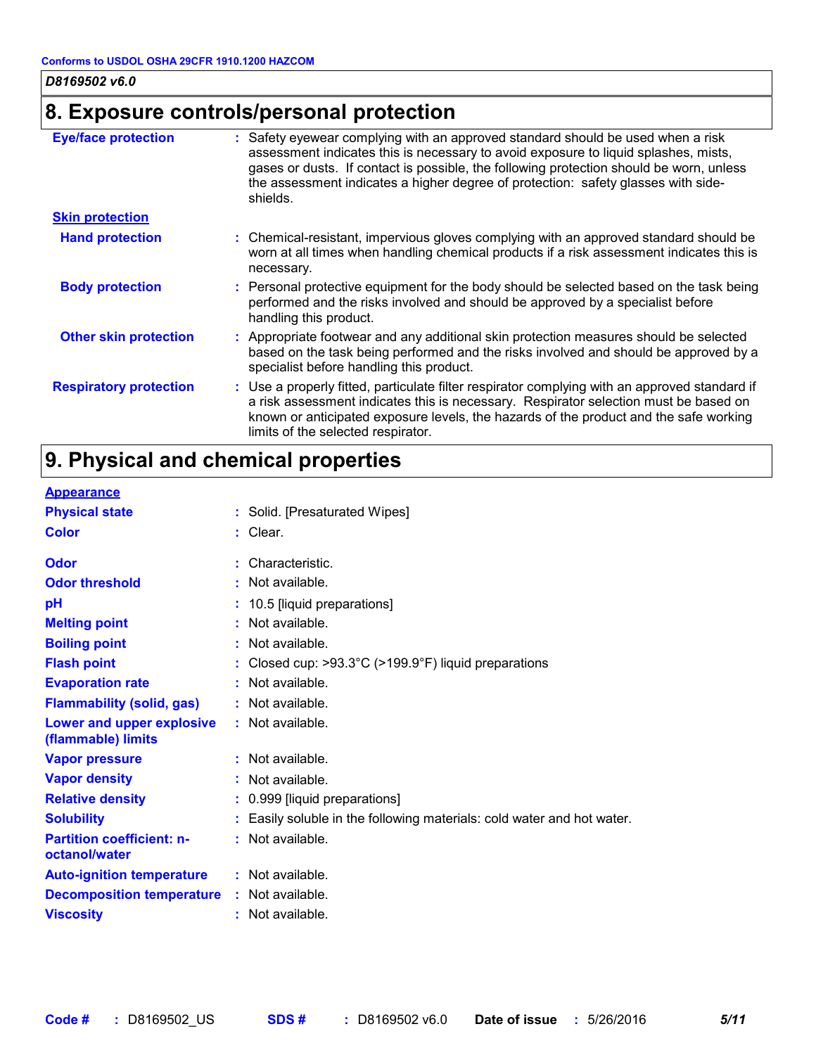## 8. Exposure controls/personal protection

| | |
|---|---|
| **Eye/face protection** | : Safety eyewear complying with an approved standard should be used when a risk assessment indicates this is necessary to avoid exposure to liquid splashes, mists, gases or dusts. If contact is possible, the following protection should be worn, unless the assessment indicates a higher degree of protection: safety glasses with side-shields. |
| **Skin protection** | |
| **Hand protection** | : Chemical-resistant, impervious gloves complying with an approved standard should be worn at all times when handling chemical products if a risk assessment indicates this is necessary. |
| **Body protection** | : Personal protective equipment for the body should be selected based on the task being performed and the risks involved and should be approved by a specialist before handling this product. |
| **Other skin protection** | : Appropriate footwear and any additional skin protection measures should be selected based on the task being performed and the risks involved and should be approved by a specialist before handling this product. |
| **Respiratory protection** | : Use a properly fitted, particulate filter respirator complying with an approved standard if a risk assessment indicates this is necessary. Respirator selection must be based on known or anticipated exposure levels, the hazards of the product and the safe working limits of the selected respirator. |

## 9. Physical and chemical properties

| | |
|---|---|
| **Appearance** | |
| **Physical state** | : Solid. [Presaturated Wipes] |
| **Color** | : Clear. |
| **Odor** | : Characteristic. |
| **Odor threshold** | : Not available. |
| **pH** | : 10.5 [liquid preparations] |
| **Melting point** | : Not available. |
| **Boiling point** | : Not available. |
| **Flash point** | : Closed cup: >93.3°C (>199.9°F) liquid preparations |
| **Evaporation rate** | : Not available. |
| **Flammability (solid, gas)** | : Not available. |
| **Lower and upper explosive (flammable) limits** | : Not available. |
| **Vapor pressure** | : Not available. |
| **Vapor density** | : Not available. |
| **Relative density** | : 0.999 [liquid preparations] |
| **Solubility** | : Easily soluble in the following materials: cold water and hot water. |
| **Partition coefficient: n-octanol/water** | : Not available. |
| **Auto-ignition temperature** | : Not available. |
| **Decomposition temperature** | : Not available. |
| **Viscosity** | : Not available. |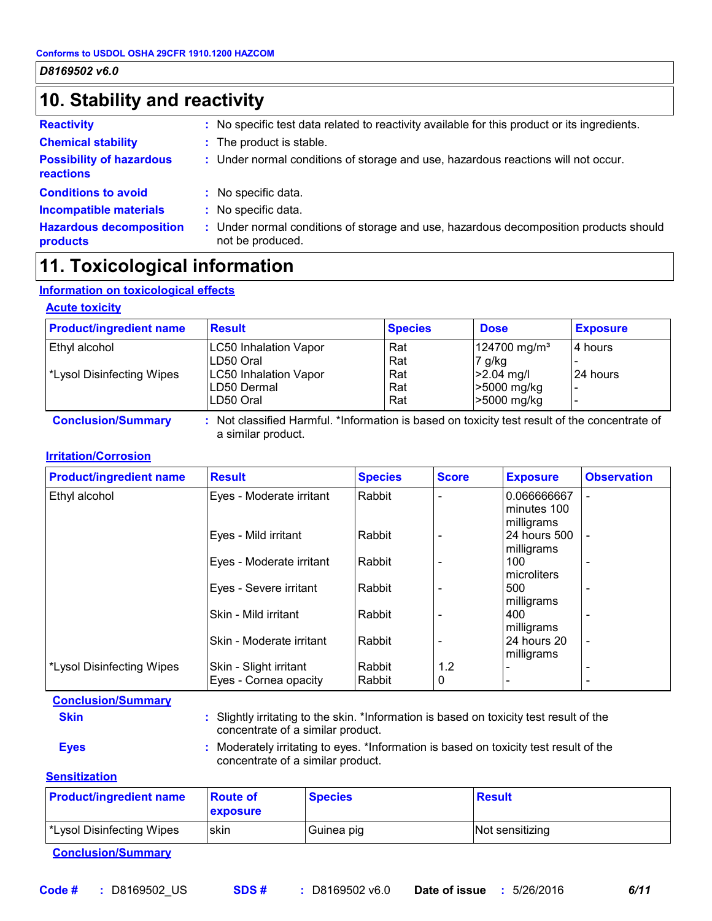**Conforms to USDOL OSHA 29CFR 1910.1200 HAZCOM**

*D8169502 v6.0*

## 10. Stability and reactivity

**Reactivity** : No specific test data related to reactivity available for this product or its ingredients.

**Chemical stability** : The product is stable.

**Possibility of hazardous reactions** : Under normal conditions of storage and use, hazardous reactions will not occur.

**Conditions to avoid** : No specific data.

**Incompatible materials** : No specific data.

**Hazardous decomposition products** : Under normal conditions of storage and use, hazardous decomposition products should not be produced.

## 11. Toxicological information

### Information on toxicological effects

#### Acute toxicity

| Product/ingredient name | Result | Species | Dose | Exposure |
|---|---|---|---|---|
| Ethyl alcohol | LC50 Inhalation Vapor | Rat | 124700 mg/m³ | 4 hours |
| | LD50 Oral | Rat | 7 g/kg | - |
| *Lysol Disinfecting Wipes | LC50 Inhalation Vapor | Rat | >2.04 mg/l | 24 hours |
| | LD50 Dermal | Rat | >5000 mg/kg | - |
| | LD50 Oral | Rat | >5000 mg/kg | - |

**Conclusion/Summary** : Not classified Harmful. *Information is based on toxicity test result of the concentrate of a similar product.

#### Irritation/Corrosion

| Product/ingredient name | Result | Species | Score | Exposure | Observation |
|---|---|---|---|---|---|
| Ethyl alcohol | Eyes - Moderate irritant | Rabbit | - | 0.066666667 minutes 100 milligrams | - |
| | Eyes - Mild irritant | Rabbit | - | 24 hours 500 milligrams | - |
| | Eyes - Moderate irritant | Rabbit | - | 100 microliters | - |
| | Eyes - Severe irritant | Rabbit | - | 500 milligrams | - |
| | Skin - Mild irritant | Rabbit | - | 400 milligrams | - |
| | Skin - Moderate irritant | Rabbit | - | 24 hours 20 milligrams | - |
| *Lysol Disinfecting Wipes | Skin - Slight irritant | Rabbit | 1.2 | - | - |
| | Eyes - Cornea opacity | Rabbit | 0 | - | - |

**Conclusion/Summary**

**Skin** : Slightly irritating to the skin. *Information is based on toxicity test result of the concentrate of a similar product.

**Eyes** : Moderately irritating to eyes. *Information is based on toxicity test result of the concentrate of a similar product.

#### Sensitization

| Product/ingredient name | Route of exposure | Species | Result |
|---|---|---|---|
| *Lysol Disinfecting Wipes | skin | Guinea pig | Not sensitizing |

**Conclusion/Summary**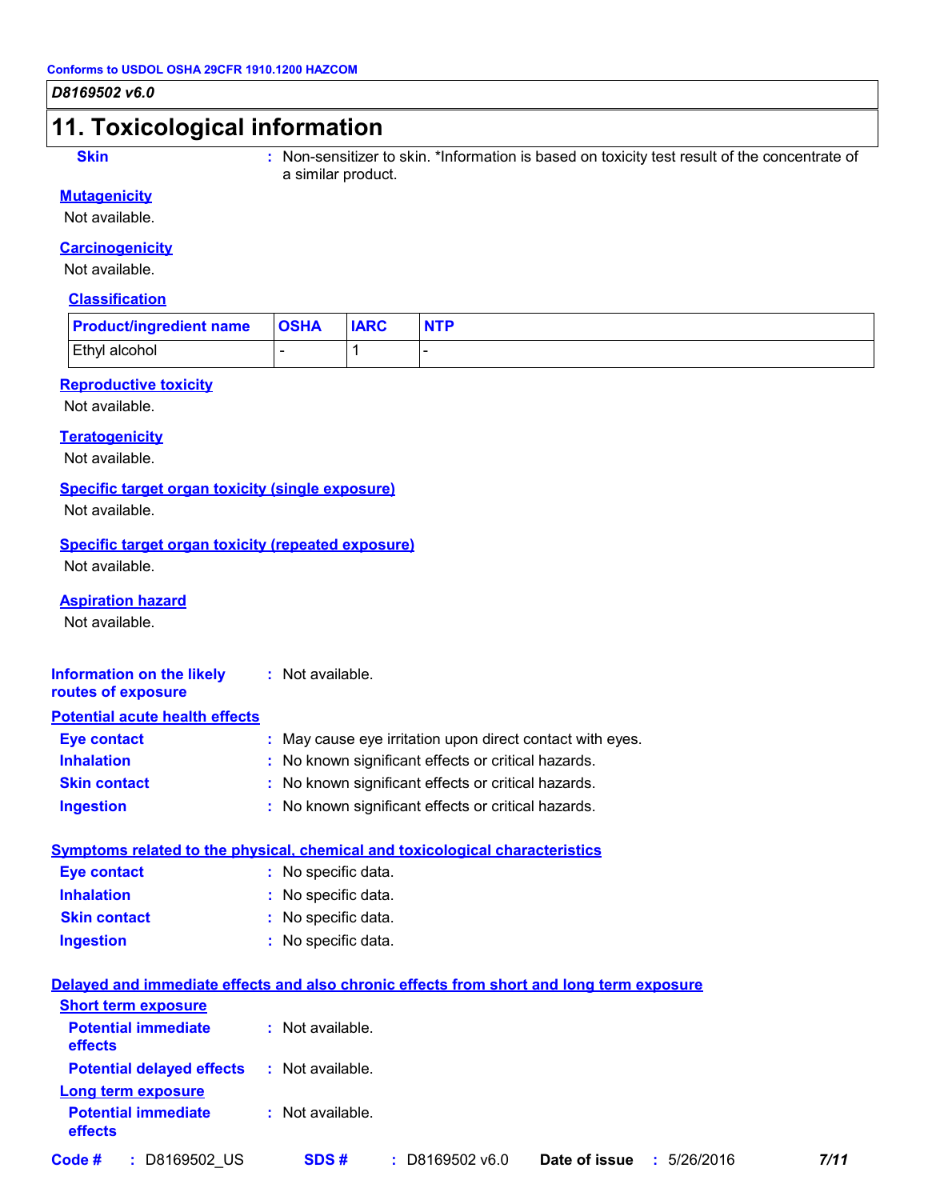## 11. Toxicological information

**Skin** : Non-sensitizer to skin. *Information is based on toxicity test result of the concentrate of a similar product.

### Mutagenicity

Not available.

### Carcinogenicity

Not available.

#### Classification

| Product/ingredient name | OSHA | IARC | NTP |
|---|---|---|---|
| Ethyl alcohol | - | 1 | - |

### Reproductive toxicity

Not available.

### Teratogenicity

Not available.

### Specific target organ toxicity (single exposure)

Not available.

### Specific target organ toxicity (repeated exposure)

Not available.

### Aspiration hazard

Not available.

**Information on the likely routes of exposure** : Not available.

### Potential acute health effects

**Eye contact** : May cause eye irritation upon direct contact with eyes.
**Inhalation** : No known significant effects or critical hazards.
**Skin contact** : No known significant effects or critical hazards.
**Ingestion** : No known significant effects or critical hazards.

### Symptoms related to the physical, chemical and toxicological characteristics

**Eye contact** : No specific data.
**Inhalation** : No specific data.
**Skin contact** : No specific data.
**Ingestion** : No specific data.

### Delayed and immediate effects and also chronic effects from short and long term exposure

#### Short term exposure

**Potential immediate effects** : Not available.
**Potential delayed effects** : Not available.

#### Long term exposure

**Potential immediate effects** : Not available.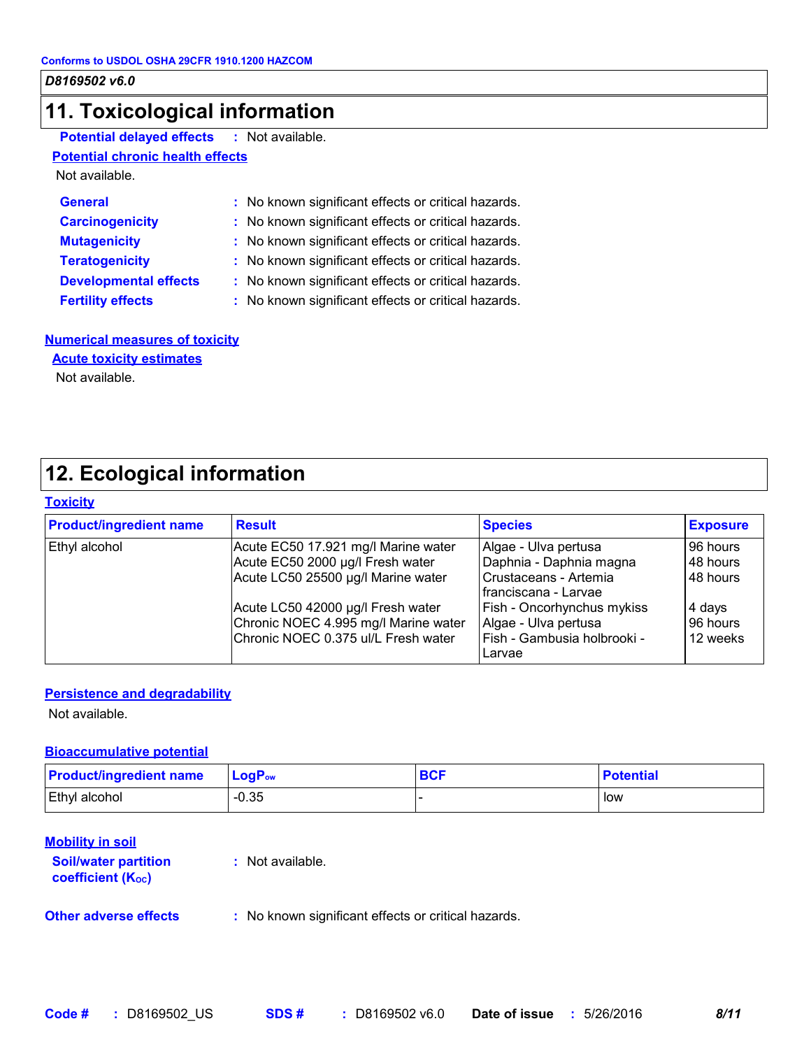Conforms to USDOL OSHA 29CFR 1910.1200 HAZCOM

*D8169502 v6.0*

## 11. Toxicological information

**Potential delayed effects** : Not available.

**Potential chronic health effects**

Not available.

**General** : No known significant effects or critical hazards.
**Carcinogenicity** : No known significant effects or critical hazards.
**Mutagenicity** : No known significant effects or critical hazards.
**Teratogenicity** : No known significant effects or critical hazards.
**Developmental effects** : No known significant effects or critical hazards.
**Fertility effects** : No known significant effects or critical hazards.

**Numerical measures of toxicity**

**Acute toxicity estimates**

Not available.

## 12. Ecological information

**Toxicity**

| Product/ingredient name | Result | Species | Exposure |
|---|---|---|---|
| Ethyl alcohol | Acute EC50 17.921 mg/l Marine water | Algae - Ulva pertusa | 96 hours |
| | Acute EC50 2000 µg/l Fresh water | Daphnia - Daphnia magna | 48 hours |
| | Acute LC50 25500 µg/l Marine water | Crustaceans - Artemia franciscana - Larvae | 48 hours |
| | Acute LC50 42000 µg/l Fresh water | Fish - Oncorhynchus mykiss | 4 days |
| | Chronic NOEC 4.995 mg/l Marine water | Algae - Ulva pertusa | 96 hours |
| | Chronic NOEC 0.375 ul/L Fresh water | Fish - Gambusia holbrooki - Larvae | 12 weeks |

**Persistence and degradability**

Not available.

**Bioaccumulative potential**

| Product/ingredient name | $LogP_{ow}$ | BCF | Potential |
|---|---|---|---|
| Ethyl alcohol | -0.35 | - | low |

**Mobility in soil**

**Soil/water partition coefficient ($K_{OC}$)** : Not available.

**Other adverse effects** : No known significant effects or critical hazards.

**Code #** : D8169502_US **SDS #** : D8169502 v6.0 **Date of issue** : 5/26/2016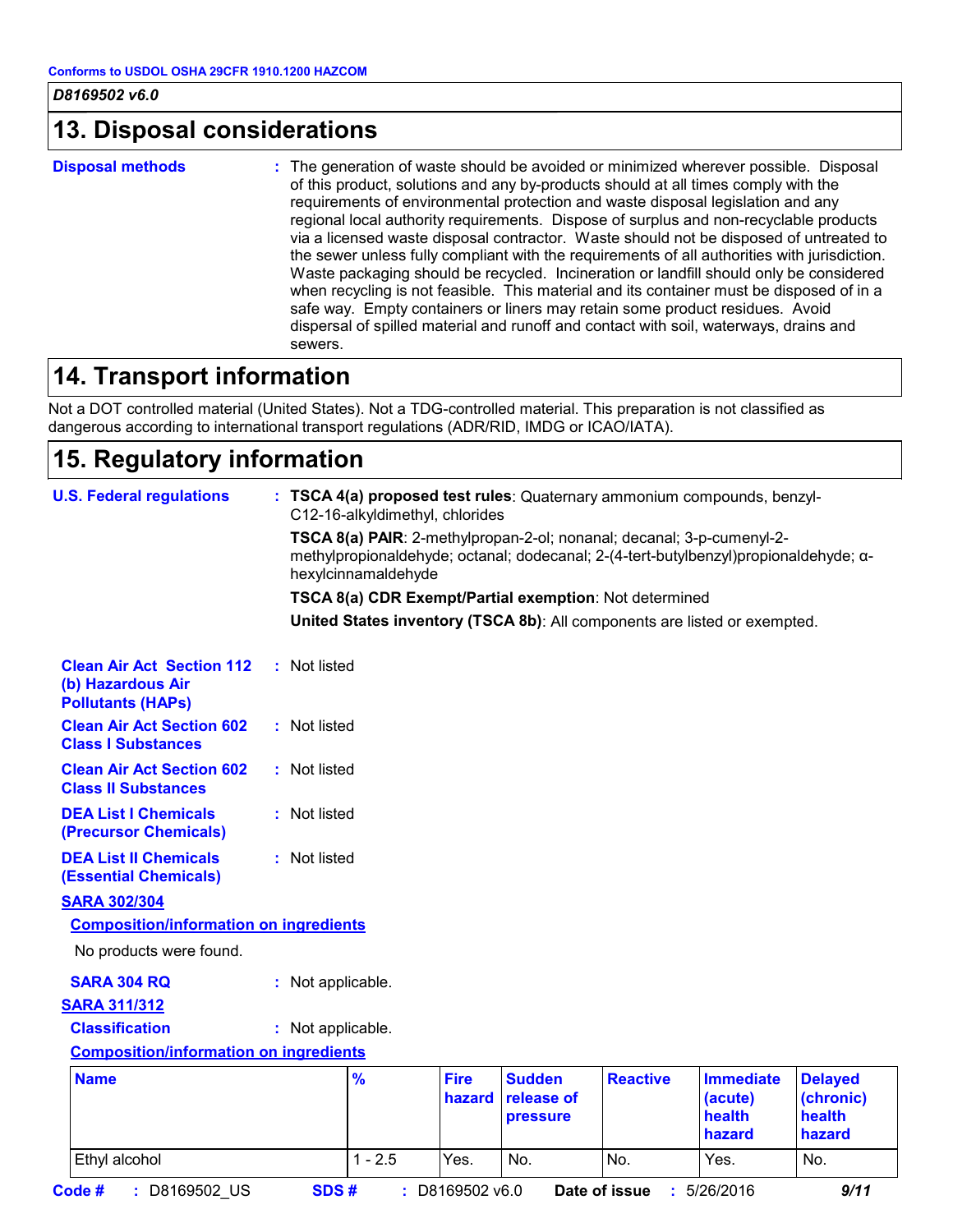Conforms to USDOL OSHA 29CFR 1910.1200 HAZCOM

*D8169502 v6.0*

## 13. Disposal considerations

**Disposal methods** : The generation of waste should be avoided or minimized wherever possible. Disposal of this product, solutions and any by-products should at all times comply with the requirements of environmental protection and waste disposal legislation and any regional local authority requirements. Dispose of surplus and non-recyclable products via a licensed waste disposal contractor. Waste should not be disposed of untreated to the sewer unless fully compliant with the requirements of all authorities with jurisdiction. Waste packaging should be recycled. Incineration or landfill should only be considered when recycling is not feasible. This material and its container must be disposed of in a safe way. Empty containers or liners may retain some product residues. Avoid dispersal of spilled material and runoff and contact with soil, waterways, drains and sewers.

## 14. Transport information

Not a DOT controlled material (United States). Not a TDG-controlled material. This preparation is not classified as dangerous according to international transport regulations (ADR/RID, IMDG or ICAO/IATA).

## 15. Regulatory information

**U.S. Federal regulations** : **TSCA 4(a) proposed test rules**: Quaternary ammonium compounds, benzyl-C12-16-alkyldimethyl, chlorides

**TSCA 8(a) PAIR**: 2-methylpropan-2-ol; nonanal; decanal; 3-p-cumenyl-2-methylpropionaldehyde; octanal; dodecanal; 2-(4-tert-butylbenzyl)propionaldehyde; α-hexylcinnamaldehyde

**TSCA 8(a) CDR Exempt/Partial exemption**: Not determined

**United States inventory (TSCA 8b)**: All components are listed or exempted.

**Clean Air Act Section 112 (b) Hazardous Air Pollutants (HAPs)** : Not listed

**Clean Air Act Section 602 Class I Substances** : Not listed

**Clean Air Act Section 602 Class II Substances** : Not listed

**DEA List I Chemicals (Precursor Chemicals)** : Not listed

**DEA List II Chemicals (Essential Chemicals)** : Not listed

**SARA 302/304**

**Composition/information on ingredients**

No products were found.

**SARA 304 RQ** : Not applicable.

**SARA 311/312**

**Classification** : Not applicable.

**Composition/information on ingredients**

| Name | % | Fire hazard | Sudden release of pressure | Reactive | Immediate (acute) health hazard | Delayed (chronic) health hazard |
|---|---|---|---|---|---|---|
| Ethyl alcohol | 1 - 2.5 | Yes. | No. | No. | Yes. | No. |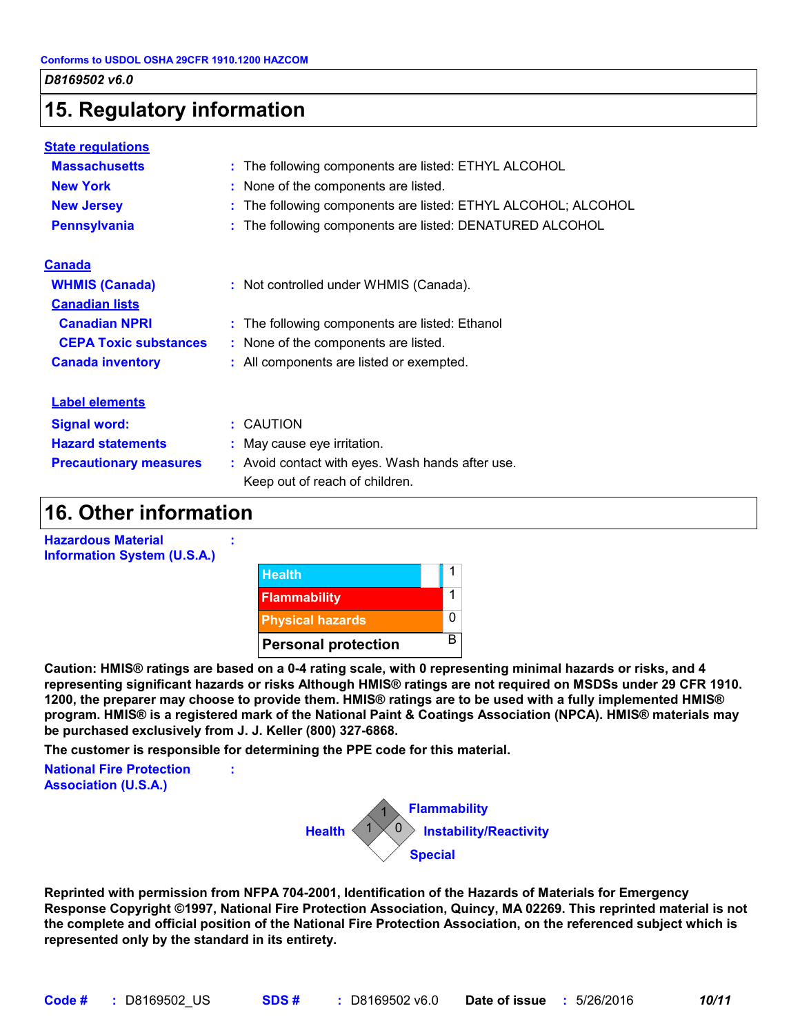Conforms to USDOL OSHA 29CFR 1910.1200 HAZCOM

*D8169502 v6.0*

## 15. Regulatory information

**State regulations**

| | |
|---|---|
| **Massachusetts** | : The following components are listed: ETHYL ALCOHOL |
| **New York** | : None of the components are listed. |
| **New Jersey** | : The following components are listed: ETHYL ALCOHOL; ALCOHOL |
| **Pennsylvania** | : The following components are listed: DENATURED ALCOHOL |

**Canada**

| | |
|---|---|
| **WHMIS (Canada)** | : Not controlled under WHMIS (Canada). |
| **Canadian lists** | |
| **Canadian NPRI** | : The following components are listed: Ethanol |
| **CEPA Toxic substances** | : None of the components are listed. |
| **Canada inventory** | : All components are listed or exempted. |

**Label elements**

| | |
|---|---|
| **Signal word:** | : CAUTION |
| **Hazard statements** | : May cause eye irritation. |
| **Precautionary measures** | : Avoid contact with eyes. Wash hands after use. Keep out of reach of children. |

## 16. Other information

**Hazardous Material Information System (U.S.A.)** :

| | |
|---|---|
| Health | 1 |
| Flammability | 1 |
| Physical hazards | 0 |
| Personal protection | B |

**Caution: HMIS® ratings are based on a 0-4 rating scale, with 0 representing minimal hazards or risks, and 4 representing significant hazards or risks Although HMIS® ratings are not required on MSDSs under 29 CFR 1910. 1200, the preparer may choose to provide them. HMIS® ratings are to be used with a fully implemented HMIS® program. HMIS® is a registered mark of the National Paint & Coatings Association (NPCA). HMIS® materials may be purchased exclusively from J. J. Keller (800) 327-6868.**

**The customer is responsible for determining the PPE code for this material.**

**National Fire Protection Association (U.S.A.)** :

| | |
|---|---|
| Health | 1 |
| Flammability | 1 |
| Instability/Reactivity | 0 |
| Special | |

**Reprinted with permission from NFPA 704-2001, Identification of the Hazards of Materials for Emergency Response Copyright ©1997, National Fire Protection Association, Quincy, MA 02269. This reprinted material is not the complete and official position of the National Fire Protection Association, on the referenced subject which is represented only by the standard in its entirety.**

**Code #** : D8169502_US **SDS #** : D8169502 v6.0 **Date of issue** : 5/26/2016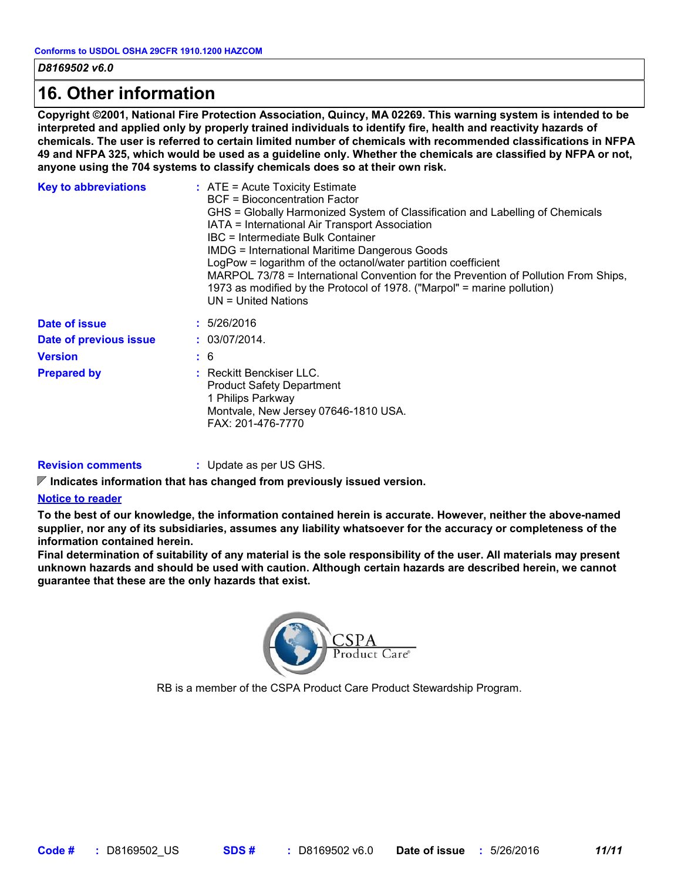## 16. Other information

**Copyright ©2001, National Fire Protection Association, Quincy, MA 02269. This warning system is intended to be interpreted and applied only by properly trained individuals to identify fire, health and reactivity hazards of chemicals. The user is referred to certain limited number of chemicals with recommended classifications in NFPA 49 and NFPA 325, which would be used as a guideline only. Whether the chemicals are classified by NFPA or not, anyone using the 704 systems to classify chemicals does so at their own risk.**

**Key to abbreviations** : ATE = Acute Toxicity Estimate
BCF = Bioconcentration Factor
GHS = Globally Harmonized System of Classification and Labelling of Chemicals
IATA = International Air Transport Association
IBC = Intermediate Bulk Container
IMDG = International Maritime Dangerous Goods
LogPow = logarithm of the octanol/water partition coefficient
MARPOL 73/78 = International Convention for the Prevention of Pollution From Ships, 1973 as modified by the Protocol of 1978. ("Marpol" = marine pollution)
UN = United Nations

**Date of issue** : 5/26/2016

**Date of previous issue** : 03/07/2014.

**Version** : 6

**Prepared by** : Reckitt Benckiser LLC.
Product Safety Department
1 Philips Parkway
Montvale, New Jersey 07646-1810 USA.
FAX: 201-476-7770

**Revision comments** : Update as per US GHS.

**Indicates information that has changed from previously issued version.**

**Notice to reader**

**To the best of our knowledge, the information contained herein is accurate. However, neither the above-named supplier, nor any of its subsidiaries, assumes any liability whatsoever for the accuracy or completeness of the information contained herein.**
**Final determination of suitability of any material is the sole responsibility of the user. All materials may present unknown hazards and should be used with caution. Although certain hazards are described herein, we cannot guarantee that these are the only hazards that exist.**

CSPA Product Care

RB is a member of the CSPA Product Care Product Stewardship Program.